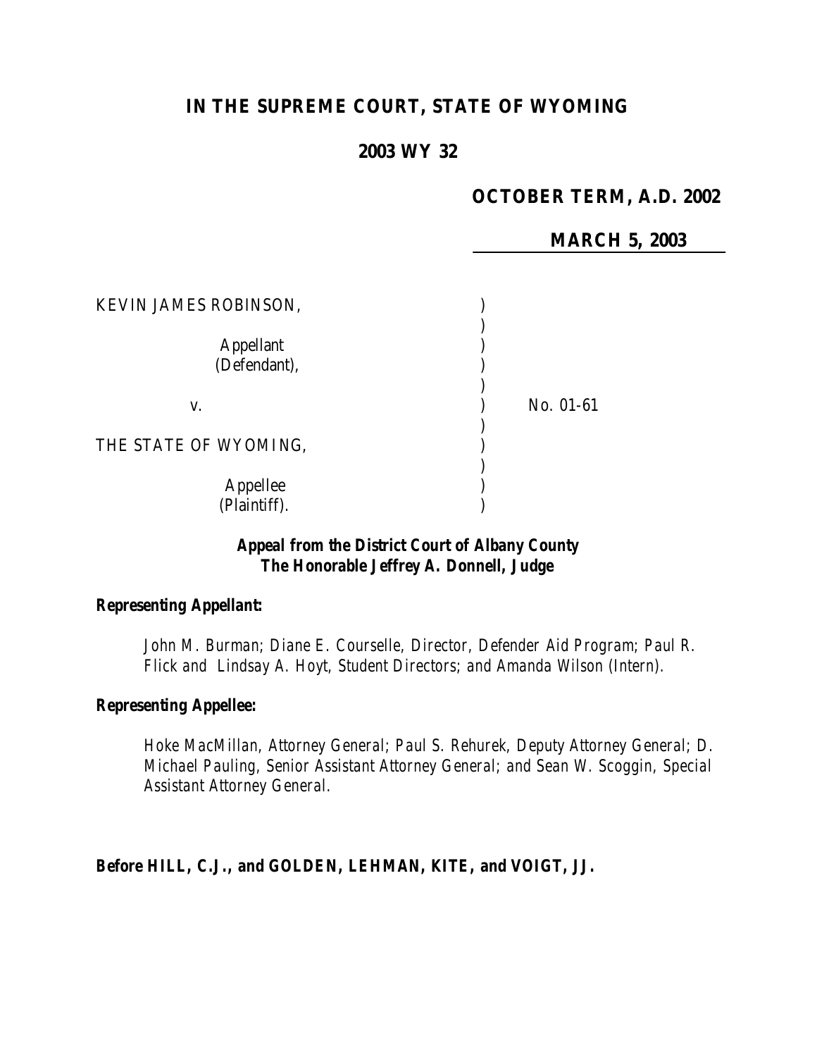# IN THE SUPREME COURT, STATE OF WYOMING

## 2003 WY 32

**OCTOBER TERM, A.D. 2002**

**MARCH 5, 2003**

KEVIN JAMES ROBINSON,

Appellant
(Defendant),

v. No. 01-61

THE STATE OF WYOMING,

Appellee
(Plaintiff).

***Appeal from the District Court of Albany County***
***The Honorable Jeffrey A. Donnell, Judge***

***Representing Appellant:***

*John M. Burman; Diane E. Courselle, Director, Defender Aid Program; Paul R. Flick and Lindsay A. Hoyt, Student Directors; and Amanda Wilson (Intern).*

***Representing Appellee:***

*Hoke MacMillan, Attorney General; Paul S. Rehurek, Deputy Attorney General; D. Michael Pauling, Senior Assistant Attorney General; and Sean W. Scoggin, Special Assistant Attorney General.*

**Before HILL, C.J., and GOLDEN, LEHMAN, KITE, and VOIGT, JJ.**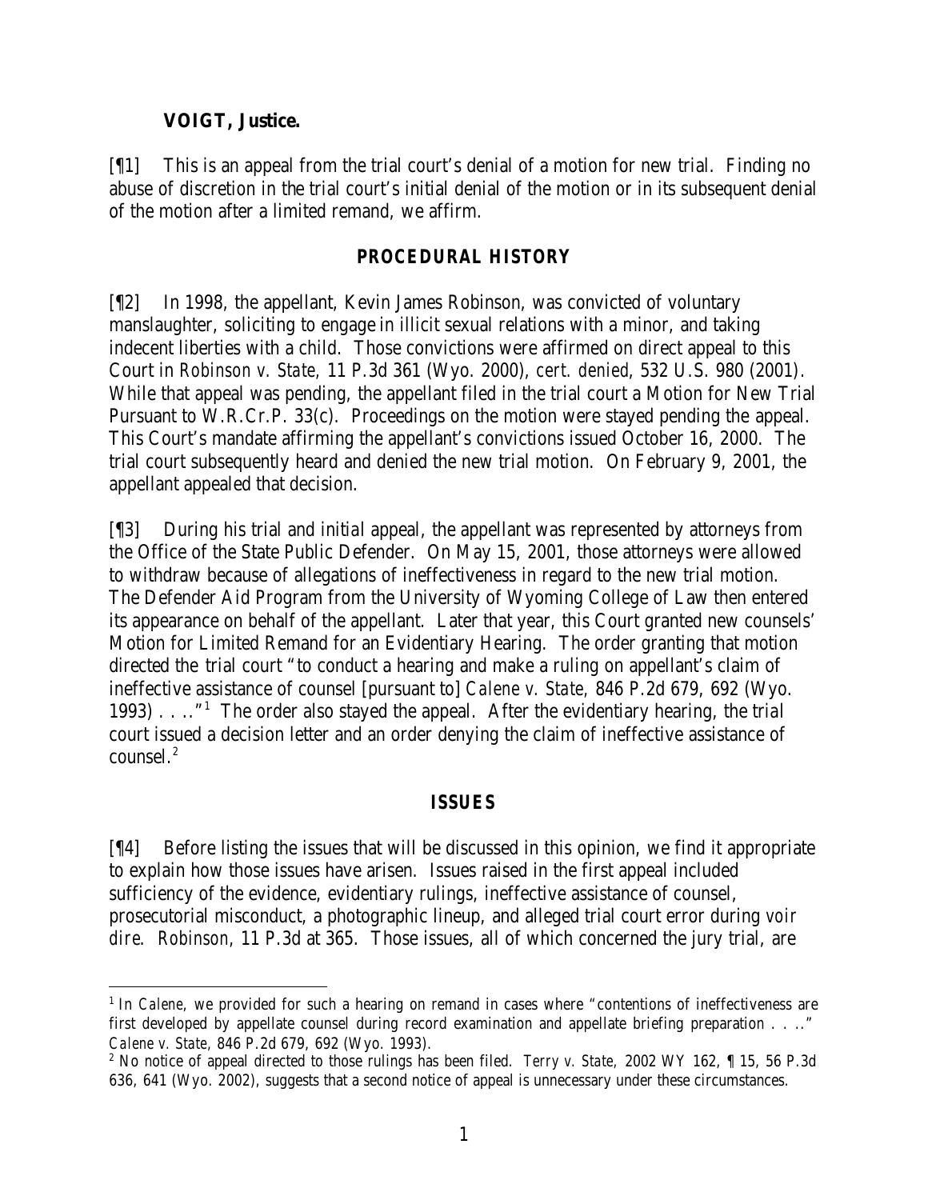**VOIGT, Justice.**

[¶1] This is an appeal from the trial court's denial of a motion for new trial. Finding no abuse of discretion in the trial court's initial denial of the motion or in its subsequent denial of the motion after a limited remand, we affirm.

## PROCEDURAL HISTORY

[¶2] In 1998, the appellant, Kevin James Robinson, was convicted of voluntary manslaughter, soliciting to engage in illicit sexual relations with a minor, and taking indecent liberties with a child. Those convictions were affirmed on direct appeal to this Court in *Robinson v. State*, 11 P.3d 361 (Wyo. 2000), *cert. denied*, 532 U.S. 980 (2001). While that appeal was pending, the appellant filed in the trial court a Motion for New Trial Pursuant to W.R.Cr.P. 33(c). Proceedings on the motion were stayed pending the appeal. This Court's mandate affirming the appellant's convictions issued October 16, 2000. The trial court subsequently heard and denied the new trial motion. On February 9, 2001, the appellant appealed that decision.

[¶3] During his trial and initial appeal, the appellant was represented by attorneys from the Office of the State Public Defender. On May 15, 2001, those attorneys were allowed to withdraw because of allegations of ineffectiveness in regard to the new trial motion. The Defender Aid Program from the University of Wyoming College of Law then entered its appearance on behalf of the appellant. Later that year, this Court granted new counsels' Motion for Limited Remand for an Evidentiary Hearing. The order granting that motion directed the trial court "to conduct a hearing and make a ruling on appellant's claim of ineffective assistance of counsel [pursuant to] *Calene v. State*, 846 P.2d 679, 692 (Wyo. 1993) . . . ."[1] The order also stayed the appeal. After the evidentiary hearing, the trial court issued a decision letter and an order denying the claim of ineffective assistance of counsel.[2]

## ISSUES

[¶4] Before listing the issues that will be discussed in this opinion, we find it appropriate to explain how those issues have arisen. Issues raised in the first appeal included sufficiency of the evidence, evidentiary rulings, ineffective assistance of counsel, prosecutorial misconduct, a photographic lineup, and alleged trial court error during *voir dire*. *Robinson*, 11 P.3d at 365. Those issues, all of which concerned the jury trial, are

---

[1] In *Calene*, we provided for such a hearing on remand in cases where "contentions of ineffectiveness are first developed by appellate counsel during record examination and appellate briefing preparation . . . ." *Calene v. State*, 846 P.2d 679, 692 (Wyo. 1993).

[2] No notice of appeal directed to those rulings has been filed. *Terry v. State*, 2002 WY 162, ¶ 15, 56 P.3d 636, 641 (Wyo. 2002), suggests that a second notice of appeal is unnecessary under these circumstances.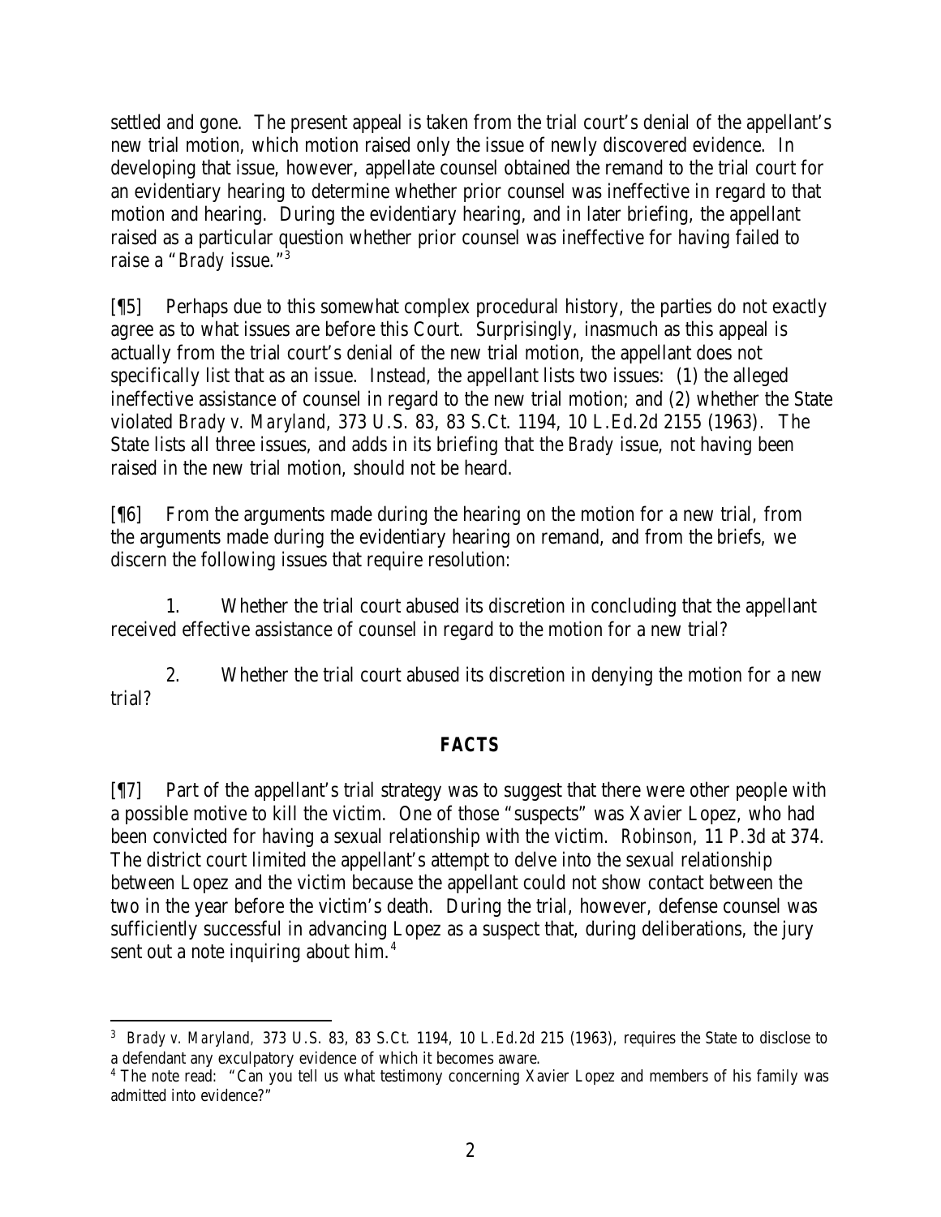settled and gone. The present appeal is taken from the trial court's denial of the appellant's new trial motion, which motion raised only the issue of newly discovered evidence. In developing that issue, however, appellate counsel obtained the remand to the trial court for an evidentiary hearing to determine whether prior counsel was ineffective in regard to that motion and hearing. During the evidentiary hearing, and in later briefing, the appellant raised as a particular question whether prior counsel was ineffective for having failed to raise a "*Brady* issue."[3]

[¶5] Perhaps due to this somewhat complex procedural history, the parties do not exactly agree as to what issues are before this Court. Surprisingly, inasmuch as this appeal is actually from the trial court's denial of the new trial motion, the appellant does not specifically list that as an issue. Instead, the appellant lists two issues: (1) the alleged ineffective assistance of counsel in regard to the new trial motion; and (2) whether the State violated *Brady v. Maryland*, 373 U.S. 83, 83 S.Ct. 1194, 10 L.Ed.2d 2155 (1963). The State lists all three issues, and adds in its briefing that the *Brady* issue, not having been raised in the new trial motion, should not be heard.

[¶6] From the arguments made during the hearing on the motion for a new trial, from the arguments made during the evidentiary hearing on remand, and from the briefs, we discern the following issues that require resolution:

1. Whether the trial court abused its discretion in concluding that the appellant received effective assistance of counsel in regard to the motion for a new trial?

2. Whether the trial court abused its discretion in denying the motion for a new trial?

## FACTS

[¶7] Part of the appellant's trial strategy was to suggest that there were other people with a possible motive to kill the victim. One of those "suspects" was Xavier Lopez, who had been convicted for having a sexual relationship with the victim. *Robinson*, 11 P.3d at 374. The district court limited the appellant's attempt to delve into the sexual relationship between Lopez and the victim because the appellant could not show contact between the two in the year before the victim's death. During the trial, however, defense counsel was sufficiently successful in advancing Lopez as a suspect that, during deliberations, the jury sent out a note inquiring about him.[4]

---

[3] *Brady v. Maryland*, 373 U.S. 83, 83 S.Ct. 1194, 10 L.Ed.2d 215 (1963), requires the State to disclose to a defendant any exculpatory evidence of which it becomes aware.

[4] The note read: "Can you tell us what testimony concerning Xavier Lopez and members of his family was admitted into evidence?"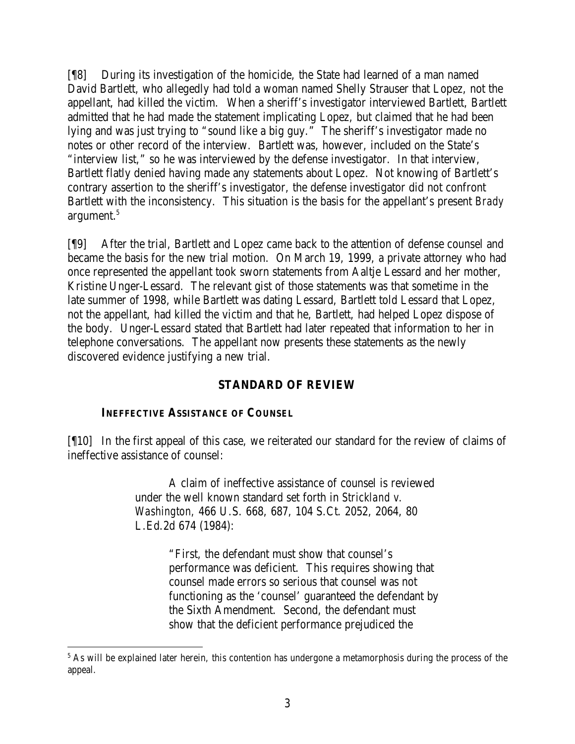[¶8] During its investigation of the homicide, the State had learned of a man named David Bartlett, who allegedly had told a woman named Shelly Strauser that Lopez, not the appellant, had killed the victim. When a sheriff's investigator interviewed Bartlett, Bartlett admitted that he had made the statement implicating Lopez, but claimed that he had been lying and was just trying to "sound like a big guy." The sheriff's investigator made no notes or other record of the interview. Bartlett was, however, included on the State's "interview list," so he was interviewed by the defense investigator. In that interview, Bartlett flatly denied having made any statements about Lopez. Not knowing of Bartlett's contrary assertion to the sheriff's investigator, the defense investigator did not confront Bartlett with the inconsistency. This situation is the basis for the appellant's present *Brady* argument.[5]

[¶9] After the trial, Bartlett and Lopez came back to the attention of defense counsel and became the basis for the new trial motion. On March 19, 1999, a private attorney who had once represented the appellant took sworn statements from Aaltje Lessard and her mother, Kristine Unger-Lessard. The relevant gist of those statements was that sometime in the late summer of 1998, while Bartlett was dating Lessard, Bartlett told Lessard that Lopez, not the appellant, had killed the victim and that he, Bartlett, had helped Lopez dispose of the body. Unger-Lessard stated that Bartlett had later repeated that information to her in telephone conversations. The appellant now presents these statements as the newly discovered evidence justifying a new trial.

## STANDARD OF REVIEW

### INEFFECTIVE ASSISTANCE OF COUNSEL

[¶10] In the first appeal of this case, we reiterated our standard for the review of claims of ineffective assistance of counsel:

> A claim of ineffective assistance of counsel is reviewed under the well known standard set forth in *Strickland v. Washington*, 466 U.S. 668, 687, 104 S.Ct. 2052, 2064, 80 L.Ed.2d 674 (1984):
>
> > "First, the defendant must show that counsel's performance was deficient. This requires showing that counsel made errors so serious that counsel was not functioning as the 'counsel' guaranteed the defendant by the Sixth Amendment. Second, the defendant must show that the deficient performance prejudiced the

---

[5] As will be explained later herein, this contention has undergone a metamorphosis during the process of the appeal.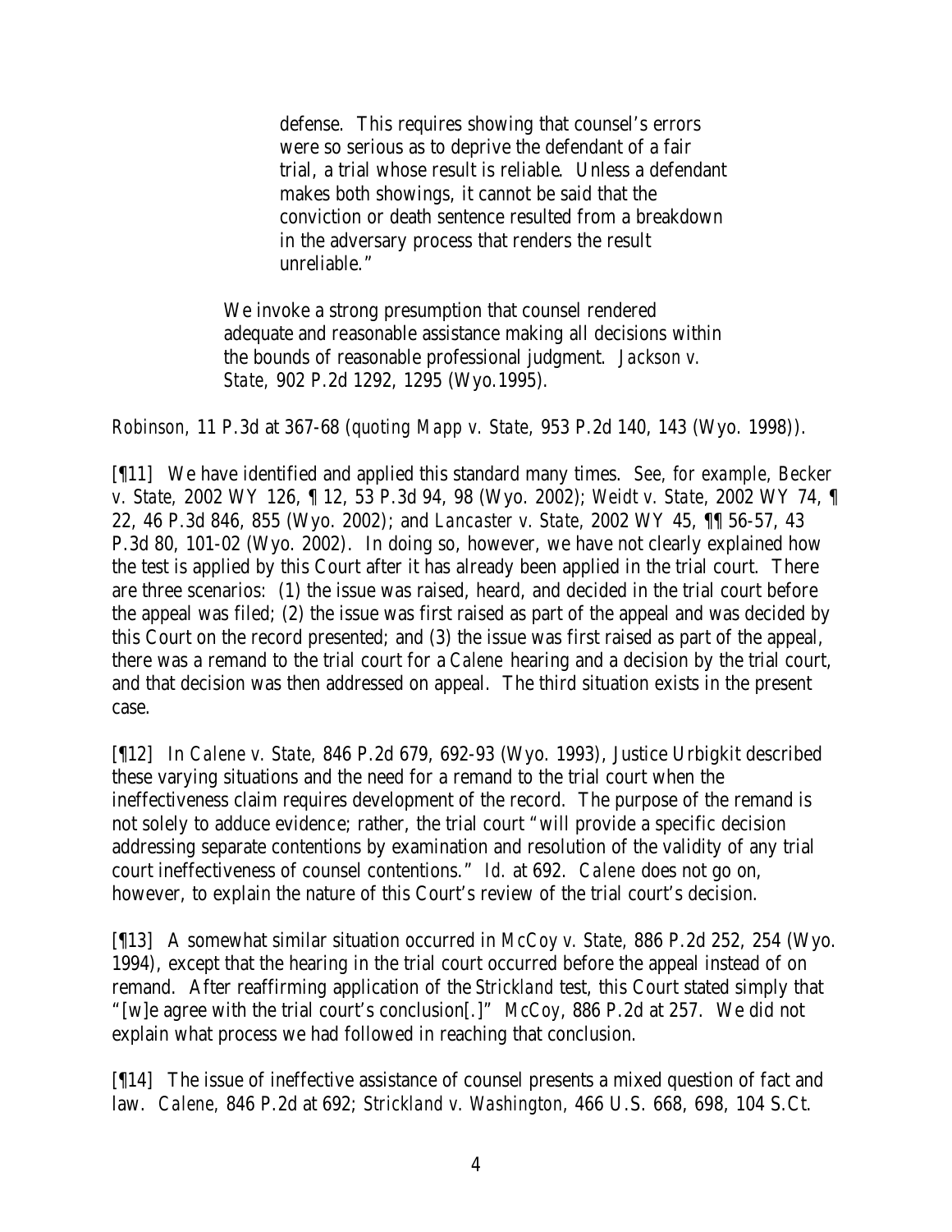> > defense. This requires showing that counsel's errors were so serious as to deprive the defendant of a fair trial, a trial whose result is reliable. Unless a defendant makes both showings, it cannot be said that the conviction or death sentence resulted from a breakdown in the adversary process that renders the result unreliable."
>
> We invoke a strong presumption that counsel rendered adequate and reasonable assistance making all decisions within the bounds of reasonable professional judgment. *Jackson v. State,* 902 P.2d 1292, 1295 (Wyo.1995).

*Robinson,* 11 P.3d at 367-68 (*quoting Mapp v. State,* 953 P.2d 140, 143 (Wyo. 1998)).

[¶11] We have identified and applied this standard many times. *See, for example, Becker v. State,* 2002 WY 126, ¶ 12, 53 P.3d 94, 98 (Wyo. 2002); *Weidt v. State,* 2002 WY 74, ¶ 22, 46 P.3d 846, 855 (Wyo. 2002); and *Lancaster v. State,* 2002 WY 45, ¶¶ 56-57, 43 P.3d 80, 101-02 (Wyo. 2002). In doing so, however, we have not clearly explained how the test is applied by this Court after it has already been applied in the trial court. There are three scenarios: (1) the issue was raised, heard, and decided in the trial court before the appeal was filed; (2) the issue was first raised as part of the appeal and was decided by this Court on the record presented; and (3) the issue was first raised as part of the appeal, there was a remand to the trial court for a *Calene* hearing and a decision by the trial court, and that decision was then addressed on appeal. The third situation exists in the present case.

[¶12] In *Calene v. State,* 846 P.2d 679, 692-93 (Wyo. 1993), Justice Urbigkit described these varying situations and the need for a remand to the trial court when the ineffectiveness claim requires development of the record. The purpose of the remand is not solely to adduce evidence; rather, the trial court "will provide a specific decision addressing separate contentions by examination and resolution of the validity of any trial court ineffectiveness of counsel contentions." *Id.* at 692. *Calene* does not go on, however, to explain the nature of this Court's review of the trial court's decision.

[¶13] A somewhat similar situation occurred in *McCoy v. State,* 886 P.2d 252, 254 (Wyo. 1994), except that the hearing in the trial court occurred before the appeal instead of on remand. After reaffirming application of the *Strickland* test, this Court stated simply that "[w]e agree with the trial court's conclusion[.]" *McCoy,* 886 P.2d at 257. We did not explain what process we had followed in reaching that conclusion.

[¶14] The issue of ineffective assistance of counsel presents a mixed question of fact and law. *Calene,* 846 P.2d at 692; *Strickland v. Washington,* 466 U.S. 668, 698, 104 S.Ct.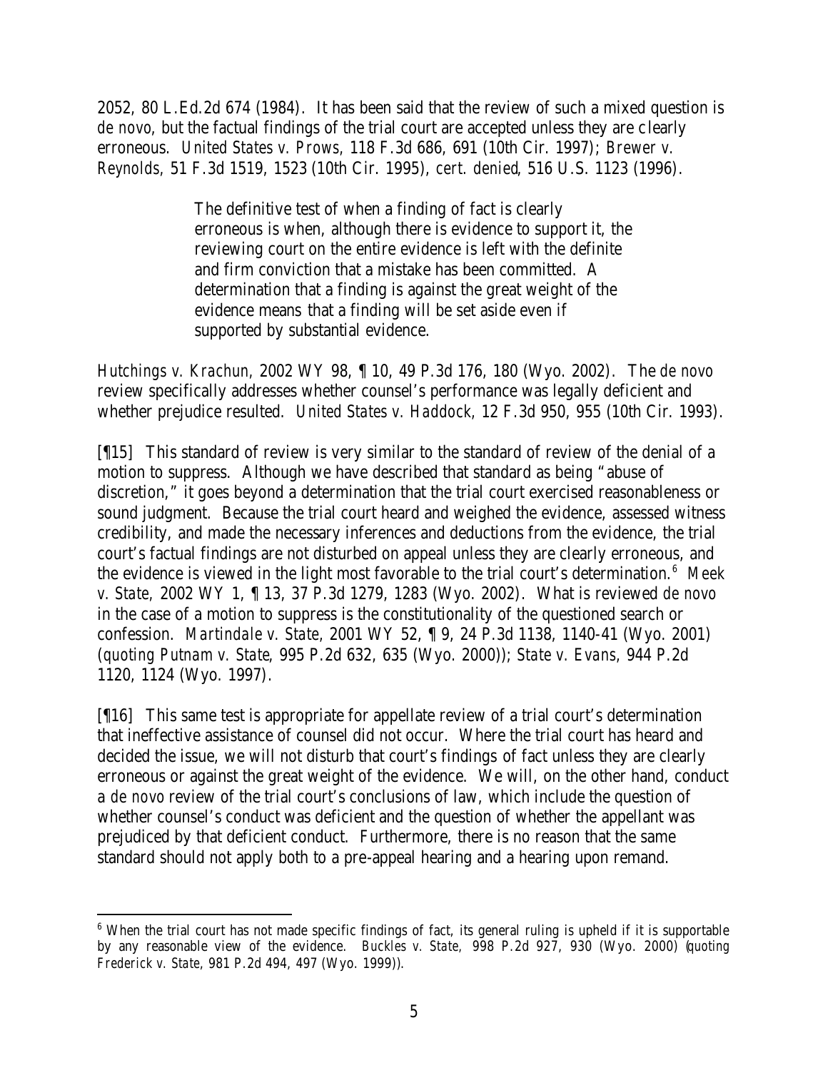2052, 80 L.Ed.2d 674 (1984). It has been said that the review of such a mixed question is *de novo*, but the factual findings of the trial court are accepted unless they are clearly erroneous. *United States v. Prows*, 118 F.3d 686, 691 (10th Cir. 1997); *Brewer v. Reynolds*, 51 F.3d 1519, 1523 (10th Cir. 1995), *cert. denied*, 516 U.S. 1123 (1996).

> The definitive test of when a finding of fact is clearly erroneous is when, although there is evidence to support it, the reviewing court on the entire evidence is left with the definite and firm conviction that a mistake has been committed. A determination that a finding is against the great weight of the evidence means that a finding will be set aside even if supported by substantial evidence.

*Hutchings v. Krachun*, 2002 WY 98, ¶ 10, 49 P.3d 176, 180 (Wyo. 2002). The *de novo* review specifically addresses whether counsel's performance was legally deficient and whether prejudice resulted. *United States v. Haddock*, 12 F.3d 950, 955 (10th Cir. 1993).

[¶15] This standard of review is very similar to the standard of review of the denial of a motion to suppress. Although we have described that standard as being "abuse of discretion," it goes beyond a determination that the trial court exercised reasonableness or sound judgment. Because the trial court heard and weighed the evidence, assessed witness credibility, and made the necessary inferences and deductions from the evidence, the trial court's factual findings are not disturbed on appeal unless they are clearly erroneous, and the evidence is viewed in the light most favorable to the trial court's determination.[6] *Meek v. State*, 2002 WY 1, ¶ 13, 37 P.3d 1279, 1283 (Wyo. 2002). What is reviewed *de novo* in the case of a motion to suppress is the constitutionality of the questioned search or confession. *Martindale v. State*, 2001 WY 52, ¶ 9, 24 P.3d 1138, 1140-41 (Wyo. 2001) (*quoting Putnam v. State*, 995 P.2d 632, 635 (Wyo. 2000)); *State v. Evans*, 944 P.2d 1120, 1124 (Wyo. 1997).

[¶16] This same test is appropriate for appellate review of a trial court's determination that ineffective assistance of counsel did not occur. Where the trial court has heard and decided the issue, we will not disturb that court's findings of fact unless they are clearly erroneous or against the great weight of the evidence. We will, on the other hand, conduct a *de novo* review of the trial court's conclusions of law, which include the question of whether counsel's conduct was deficient and the question of whether the appellant was prejudiced by that deficient conduct. Furthermore, there is no reason that the same standard should not apply both to a pre-appeal hearing and a hearing upon remand.

---

[6] When the trial court has not made specific findings of fact, its general ruling is upheld if it is supportable by any reasonable view of the evidence. *Buckles v. State*, 998 P.2d 927, 930 (Wyo. 2000) (*quoting Frederick v. State*, 981 P.2d 494, 497 (Wyo. 1999)).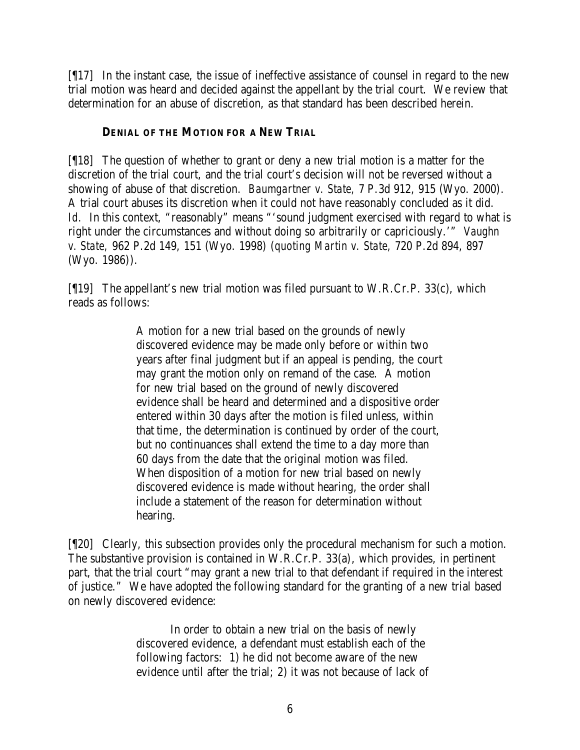[¶17] In the instant case, the issue of ineffective assistance of counsel in regard to the new trial motion was heard and decided against the appellant by the trial court. We review that determination for an abuse of discretion, as that standard has been described herein.

**DENIAL OF THE MOTION FOR A NEW TRIAL**

[¶18] The question of whether to grant or deny a new trial motion is a matter for the discretion of the trial court, and the trial court's decision will not be reversed without a showing of abuse of that discretion. *Baumgartner v. State*, 7 P.3d 912, 915 (Wyo. 2000). A trial court abuses its discretion when it could not have reasonably concluded as it did. *Id.* In this context, "reasonably" means "'sound judgment exercised with regard to what is right under the circumstances and without doing so arbitrarily or capriciously.'" *Vaughn v. State*, 962 P.2d 149, 151 (Wyo. 1998) (*quoting Martin v. State*, 720 P.2d 894, 897 (Wyo. 1986)).

[¶19] The appellant's new trial motion was filed pursuant to W.R.Cr.P. 33(c), which reads as follows:

> A motion for a new trial based on the grounds of newly discovered evidence may be made only before or within two years after final judgment but if an appeal is pending, the court may grant the motion only on remand of the case. A motion for new trial based on the ground of newly discovered evidence shall be heard and determined and a dispositive order entered within 30 days after the motion is filed unless, within that time, the determination is continued by order of the court, but no continuances shall extend the time to a day more than 60 days from the date that the original motion was filed. When disposition of a motion for new trial based on newly discovered evidence is made without hearing, the order shall include a statement of the reason for determination without hearing.

[¶20] Clearly, this subsection provides only the procedural mechanism for such a motion. The substantive provision is contained in W.R.Cr.P. 33(a), which provides, in pertinent part, that the trial court "may grant a new trial to that defendant if required in the interest of justice." We have adopted the following standard for the granting of a new trial based on newly discovered evidence:

> In order to obtain a new trial on the basis of newly discovered evidence, a defendant must establish each of the following factors: 1) he did not become aware of the new evidence until after the trial; 2) it was not because of lack of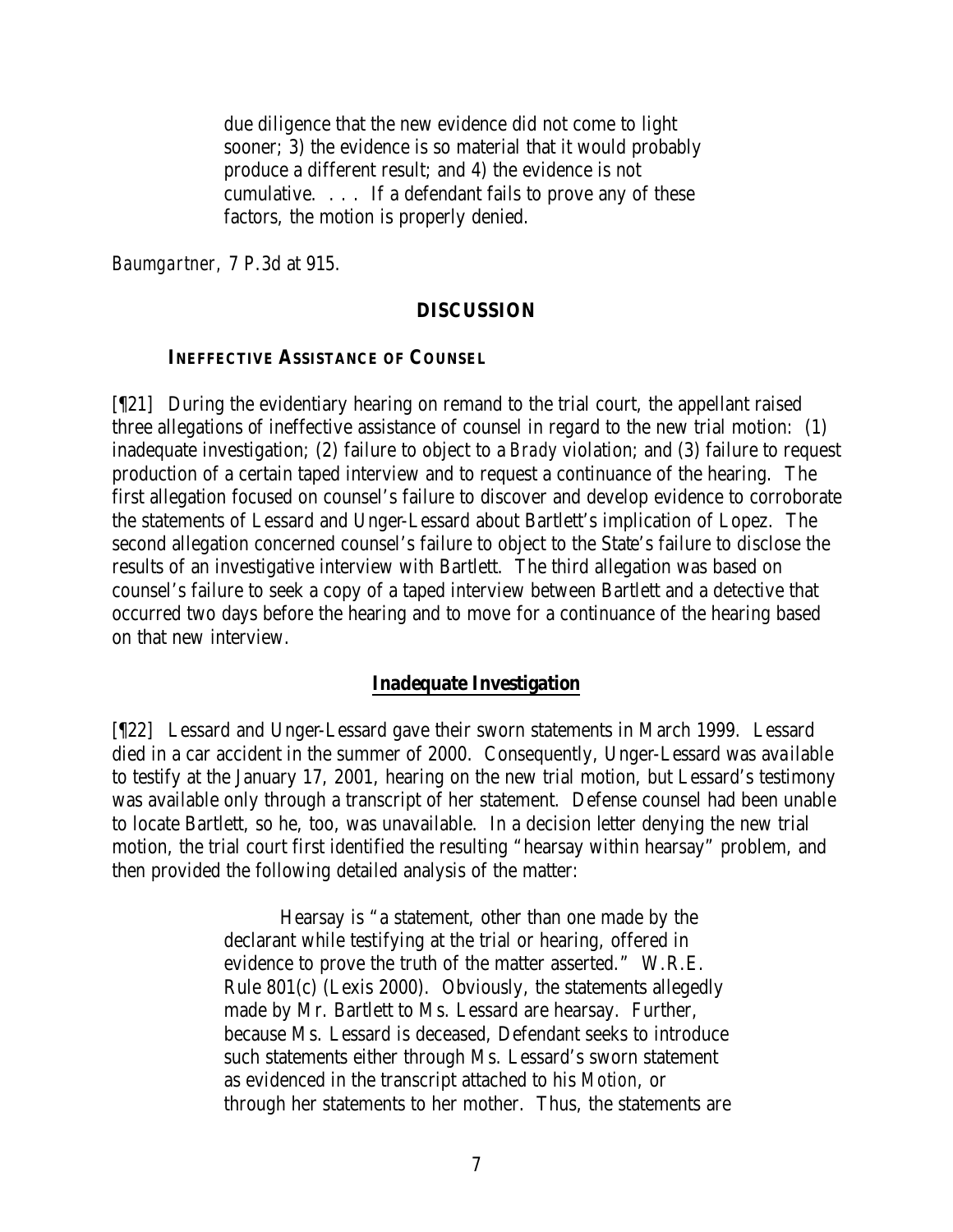> due diligence that the new evidence did not come to light sooner; 3) the evidence is so material that it would probably produce a different result; and 4) the evidence is not cumulative. . . . If a defendant fails to prove any of these factors, the motion is properly denied.

*Baumgartner*, 7 P.3d at 915.

## DISCUSSION

### INEFFECTIVE ASSISTANCE OF COUNSEL

[¶21] During the evidentiary hearing on remand to the trial court, the appellant raised three allegations of ineffective assistance of counsel in regard to the new trial motion: (1) inadequate investigation; (2) failure to object to a *Brady* violation; and (3) failure to request production of a certain taped interview and to request a continuance of the hearing. The first allegation focused on counsel's failure to discover and develop evidence to corroborate the statements of Lessard and Unger-Lessard about Bartlett's implication of Lopez. The second allegation concerned counsel's failure to object to the State's failure to disclose the results of an investigative interview with Bartlett. The third allegation was based on counsel's failure to seek a copy of a taped interview between Bartlett and a detective that occurred two days before the hearing and to move for a continuance of the hearing based on that new interview.

#### Inadequate Investigation

[¶22] Lessard and Unger-Lessard gave their sworn statements in March 1999. Lessard died in a car accident in the summer of 2000. Consequently, Unger-Lessard was available to testify at the January 17, 2001, hearing on the new trial motion, but Lessard's testimony was available only through a transcript of her statement. Defense counsel had been unable to locate Bartlett, so he, too, was unavailable. In a decision letter denying the new trial motion, the trial court first identified the resulting "hearsay within hearsay" problem, and then provided the following detailed analysis of the matter:

> Hearsay is "a statement, other than one made by the declarant while testifying at the trial or hearing, offered in evidence to prove the truth of the matter asserted." W.R.E. Rule 801(c) (Lexis 2000). Obviously, the statements allegedly made by Mr. Bartlett to Ms. Lessard are hearsay. Further, because Ms. Lessard is deceased, Defendant seeks to introduce such statements either through Ms. Lessard's sworn statement as evidenced in the transcript attached to his *Motion*, or through her statements to her mother. Thus, the statements are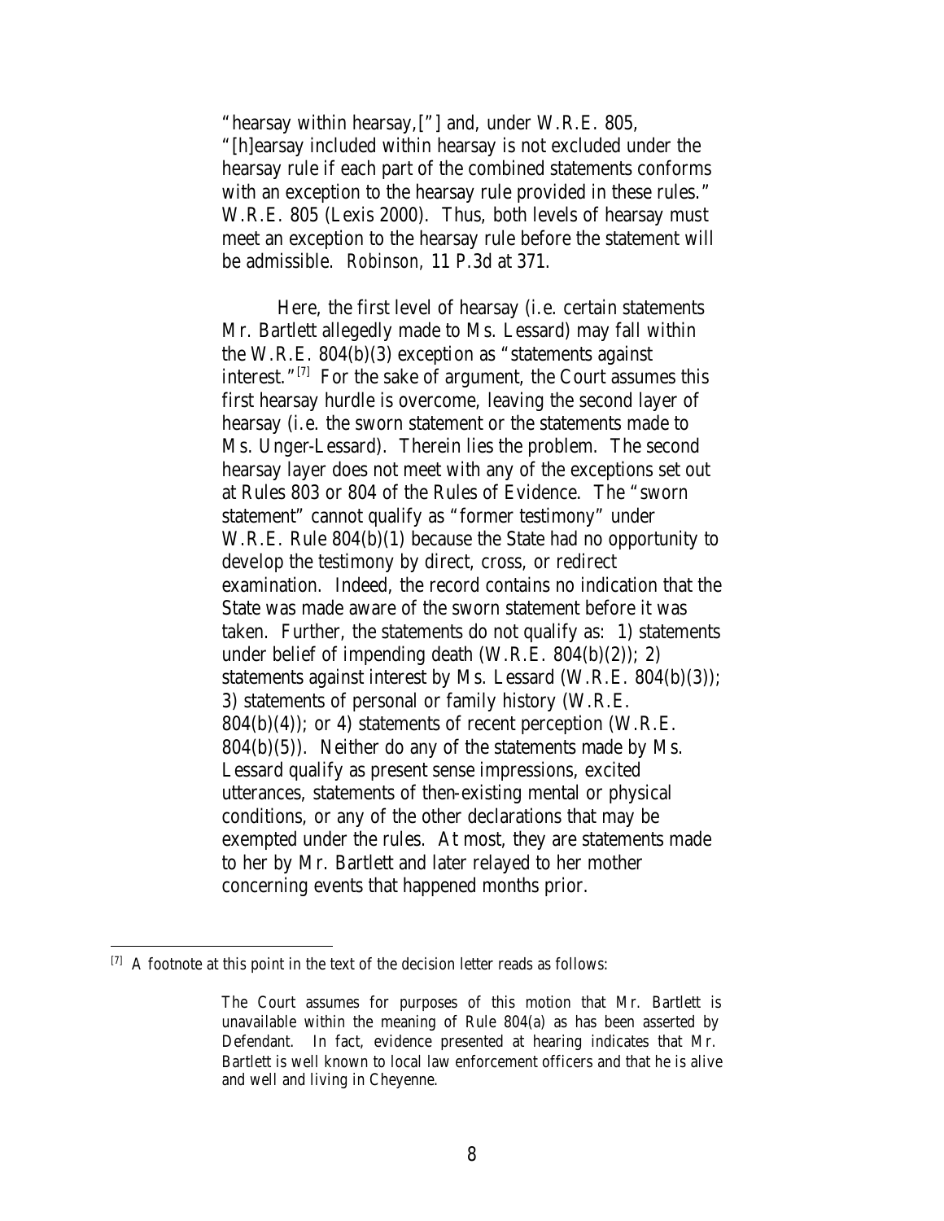"hearsay within hearsay,["] and, under W.R.E. 805, "[h]earsay included within hearsay is not excluded under the hearsay rule if each part of the combined statements conforms with an exception to the hearsay rule provided in these rules." W.R.E. 805 (Lexis 2000). Thus, both levels of hearsay must meet an exception to the hearsay rule before the statement will be admissible. *Robinson*, 11 P.3d at 371.

Here, the first level of hearsay (i.e. certain statements Mr. Bartlett allegedly made to Ms. Lessard) may fall within the W.R.E. 804(b)(3) exception as "statements against interest."[7] For the sake of argument, the Court assumes this first hearsay hurdle is overcome, leaving the second layer of hearsay (i.e. the sworn statement or the statements made to Ms. Unger-Lessard). Therein lies the problem. The second hearsay layer does not meet with any of the exceptions set out at Rules 803 or 804 of the Rules of Evidence. The "sworn statement" cannot qualify as "former testimony" under W.R.E. Rule 804(b)(1) because the State had no opportunity to develop the testimony by direct, cross, or redirect examination. Indeed, the record contains no indication that the State was made aware of the sworn statement before it was taken. Further, the statements do not qualify as: 1) statements under belief of impending death (W.R.E. 804(b)(2)); 2) statements against interest by Ms. Lessard (W.R.E. 804(b)(3)); 3) statements of personal or family history (W.R.E. 804(b)(4)); or 4) statements of recent perception (W.R.E. 804(b)(5)). Neither do any of the statements made by Ms. Lessard qualify as present sense impressions, excited utterances, statements of then-existing mental or physical conditions, or any of the other declarations that may be exempted under the rules. At most, they are statements made to her by Mr. Bartlett and later relayed to her mother concerning events that happened months prior.

---

[7] A footnote at this point in the text of the decision letter reads as follows:

> The Court assumes for purposes of this motion that Mr. Bartlett is unavailable within the meaning of Rule 804(a) as has been asserted by Defendant. In fact, evidence presented at hearing indicates that Mr. Bartlett is well known to local law enforcement officers and that he is alive and well and living in Cheyenne.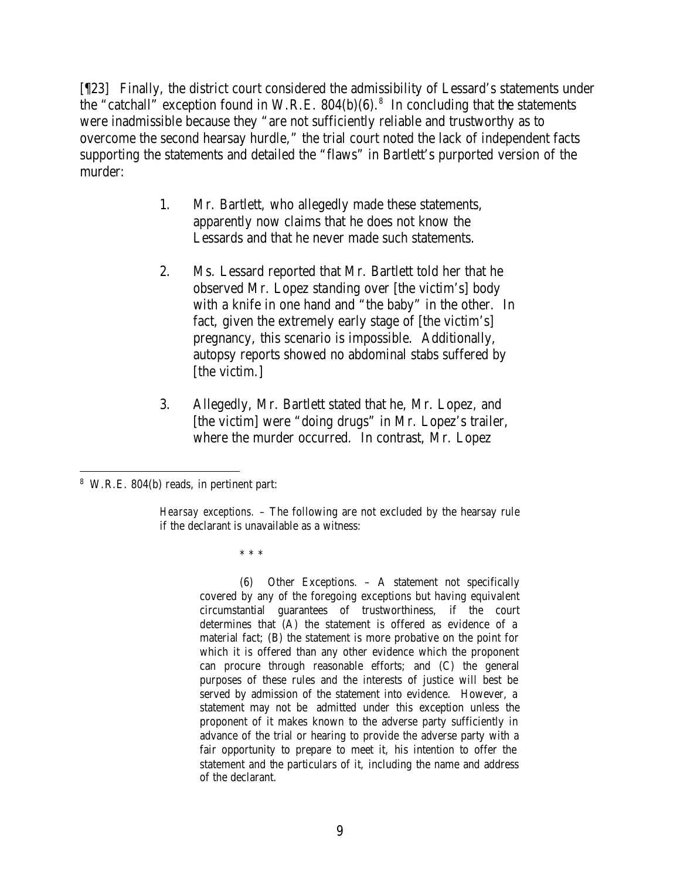[¶23] Finally, the district court considered the admissibility of Lessard's statements under the "catchall" exception found in W.R.E. 804(b)(6).[8] In concluding that the statements were inadmissible because they "are not sufficiently reliable and trustworthy as to overcome the second hearsay hurdle," the trial court noted the lack of independent facts supporting the statements and detailed the "flaws" in Bartlett's purported version of the murder:

> 1. Mr. Bartlett, who allegedly made these statements, apparently now claims that he does not know the Lessards and that he never made such statements.
>
> 2. Ms. Lessard reported that Mr. Bartlett told her that he observed Mr. Lopez standing over [the victim's] body with a knife in one hand and "the baby" in the other. In fact, given the extremely early stage of [the victim's] pregnancy, this scenario is impossible. Additionally, autopsy reports showed no abdominal stabs suffered by [the victim.]
>
> 3. Allegedly, Mr. Bartlett stated that he, Mr. Lopez, and [the victim] were "doing drugs" in Mr. Lopez's trailer, where the murder occurred. In contrast, Mr. Lopez

---

[8] W.R.E. 804(b) reads, in pertinent part:

> *Hearsay exceptions.* – The following are not excluded by the hearsay rule if the declarant is unavailable as a witness:
>
> \* \* \*
>
> (6) Other Exceptions. – A statement not specifically covered by any of the foregoing exceptions but having equivalent circumstantial guarantees of trustworthiness, if the court determines that (A) the statement is offered as evidence of a material fact; (B) the statement is more probative on the point for which it is offered than any other evidence which the proponent can procure through reasonable efforts; and (C) the general purposes of these rules and the interests of justice will best be served by admission of the statement into evidence. However, a statement may not be admitted under this exception unless the proponent of it makes known to the adverse party sufficiently in advance of the trial or hearing to provide the adverse party with a fair opportunity to prepare to meet it, his intention to offer the statement and the particulars of it, including the name and address of the declarant.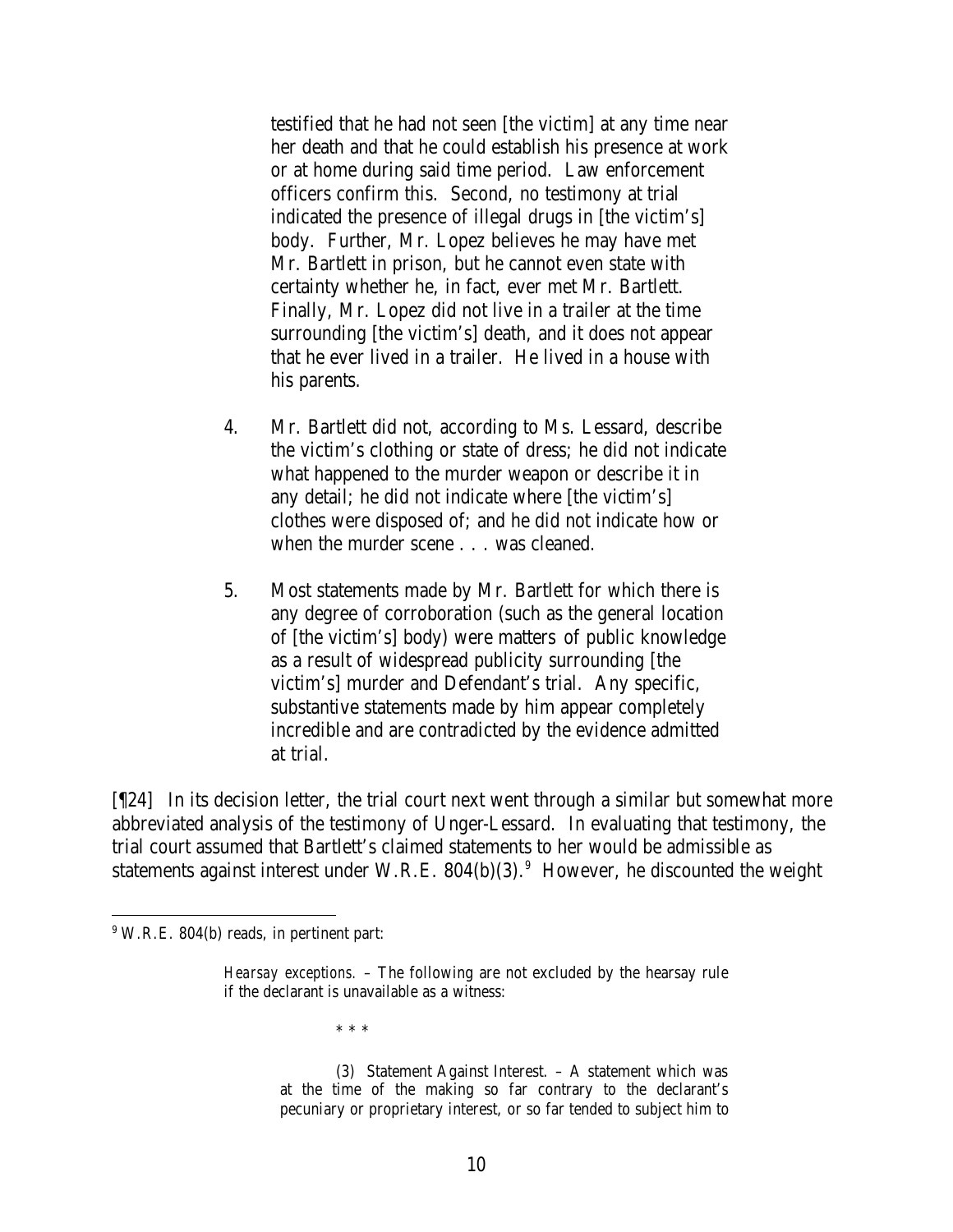testified that he had not seen [the victim] at any time near her death and that he could establish his presence at work or at home during said time period. Law enforcement officers confirm this. Second, no testimony at trial indicated the presence of illegal drugs in [the victim's] body. Further, Mr. Lopez believes he may have met Mr. Bartlett in prison, but he cannot even state with certainty whether he, in fact, ever met Mr. Bartlett. Finally, Mr. Lopez did not live in a trailer at the time surrounding [the victim's] death, and it does not appear that he ever lived in a trailer. He lived in a house with his parents.

> 4. Mr. Bartlett did not, according to Ms. Lessard, describe the victim's clothing or state of dress; he did not indicate what happened to the murder weapon or describe it in any detail; he did not indicate where [the victim's] clothes were disposed of; and he did not indicate how or when the murder scene . . . was cleaned.
>
> 5. Most statements made by Mr. Bartlett for which there is any degree of corroboration (such as the general location of [the victim's] body) were matters of public knowledge as a result of widespread publicity surrounding [the victim's] murder and Defendant's trial. Any specific, substantive statements made by him appear completely incredible and are contradicted by the evidence admitted at trial.

[¶24] In its decision letter, the trial court next went through a similar but somewhat more abbreviated analysis of the testimony of Unger-Lessard. In evaluating that testimony, the trial court assumed that Bartlett's claimed statements to her would be admissible as statements against interest under W.R.E. 804(b)(3).[9] However, he discounted the weight

---

[9] W.R.E. 804(b) reads, in pertinent part:

> *Hearsay exceptions.* – The following are not excluded by the hearsay rule if the declarant is unavailable as a witness:
>
> \* \* \*
>
> (3) Statement Against Interest. – A statement which was at the time of the making so far contrary to the declarant's pecuniary or proprietary interest, or so far tended to subject him to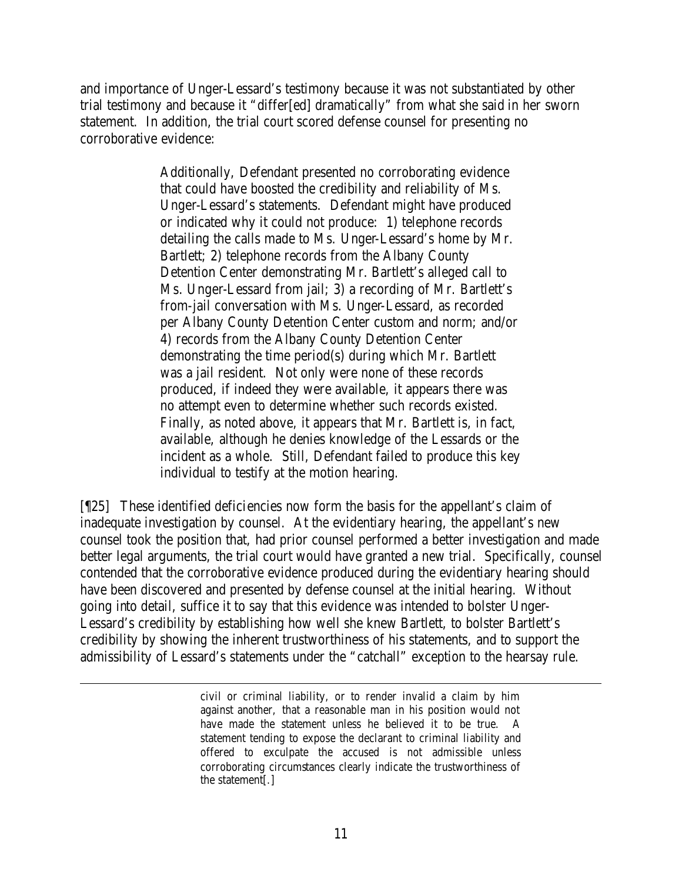and importance of Unger-Lessard's testimony because it was not substantiated by other trial testimony and because it "differ[ed] dramatically" from what she said in her sworn statement. In addition, the trial court scored defense counsel for presenting no corroborative evidence:

> Additionally, Defendant presented no corroborating evidence that could have boosted the credibility and reliability of Ms. Unger-Lessard's statements. Defendant might have produced or indicated why it could not produce: 1) telephone records detailing the calls made to Ms. Unger-Lessard's home by Mr. Bartlett; 2) telephone records from the Albany County Detention Center demonstrating Mr. Bartlett's alleged call to Ms. Unger-Lessard from jail; 3) a recording of Mr. Bartlett's from-jail conversation with Ms. Unger-Lessard, as recorded per Albany County Detention Center custom and norm; and/or 4) records from the Albany County Detention Center demonstrating the time period(s) during which Mr. Bartlett was a jail resident. Not only were none of these records produced, if indeed they were available, it appears there was no attempt even to determine whether such records existed. Finally, as noted above, it appears that Mr. Bartlett is, in fact, available, although he denies knowledge of the Lessards or the incident as a whole. Still, Defendant failed to produce this key individual to testify at the motion hearing.

[¶25] These identified deficiencies now form the basis for the appellant's claim of inadequate investigation by counsel. At the evidentiary hearing, the appellant's new counsel took the position that, had prior counsel performed a better investigation and made better legal arguments, the trial court would have granted a new trial. Specifically, counsel contended that the corroborative evidence produced during the evidentiary hearing should have been discovered and presented by defense counsel at the initial hearing. Without going into detail, suffice it to say that this evidence was intended to bolster Unger-Lessard's credibility by establishing how well she knew Bartlett, to bolster Bartlett's credibility by showing the inherent trustworthiness of his statements, and to support the admissibility of Lessard's statements under the "catchall" exception to the hearsay rule.

---

> civil or criminal liability, or to render invalid a claim by him against another, that a reasonable man in his position would not have made the statement unless he believed it to be true. A statement tending to expose the declarant to criminal liability and offered to exculpate the accused is not admissible unless corroborating circumstances clearly indicate the trustworthiness of the statement[.]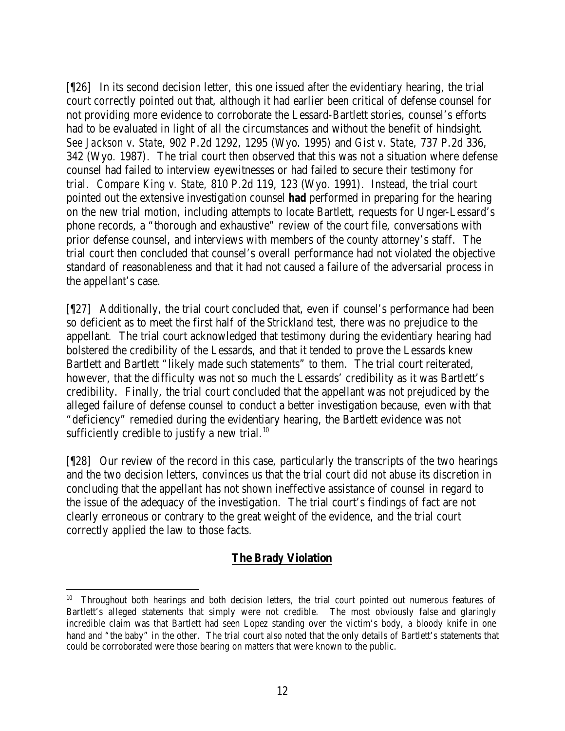[¶26] In its second decision letter, this one issued after the evidentiary hearing, the trial court correctly pointed out that, although it had earlier been critical of defense counsel for not providing more evidence to corroborate the Lessard-Bartlett stories, counsel's efforts had to be evaluated in light of all the circumstances and without the benefit of hindsight. *See Jackson v. State*, 902 P.2d 1292, 1295 (Wyo. 1995) and *Gist v. State*, 737 P.2d 336, 342 (Wyo. 1987). The trial court then observed that this was not a situation where defense counsel had failed to interview eyewitnesses or had failed to secure their testimony for trial. *Compare King v. State*, 810 P.2d 119, 123 (Wyo. 1991). Instead, the trial court pointed out the extensive investigation counsel **had** performed in preparing for the hearing on the new trial motion, including attempts to locate Bartlett, requests for Unger-Lessard's phone records, a "thorough and exhaustive" review of the court file, conversations with prior defense counsel, and interviews with members of the county attorney's staff. The trial court then concluded that counsel's overall performance had not violated the objective standard of reasonableness and that it had not caused a failure of the adversarial process in the appellant's case.

[¶27] Additionally, the trial court concluded that, even if counsel's performance had been so deficient as to meet the first half of the *Strickland* test, there was no prejudice to the appellant. The trial court acknowledged that testimony during the evidentiary hearing had bolstered the credibility of the Lessards, and that it tended to prove the Lessards knew Bartlett and Bartlett "likely made such statements" to them. The trial court reiterated, however, that the difficulty was not so much the Lessards' credibility as it was Bartlett's credibility. Finally, the trial court concluded that the appellant was not prejudiced by the alleged failure of defense counsel to conduct a better investigation because, even with that "deficiency" remedied during the evidentiary hearing, the Bartlett evidence was not sufficiently credible to justify a new trial.[10]

[¶28] Our review of the record in this case, particularly the transcripts of the two hearings and the two decision letters, convinces us that the trial court did not abuse its discretion in concluding that the appellant has not shown ineffective assistance of counsel in regard to the issue of the adequacy of the investigation. The trial court's findings of fact are not clearly erroneous or contrary to the great weight of the evidence, and the trial court correctly applied the law to those facts.

## ***The Brady Violation***

---

[10] Throughout both hearings and both decision letters, the trial court pointed out numerous features of Bartlett's alleged statements that simply were not credible. The most obviously false and glaringly incredible claim was that Bartlett had seen Lopez standing over the victim's body, a bloody knife in one hand and "the baby" in the other. The trial court also noted that the only details of Bartlett's statements that could be corroborated were those bearing on matters that were known to the public.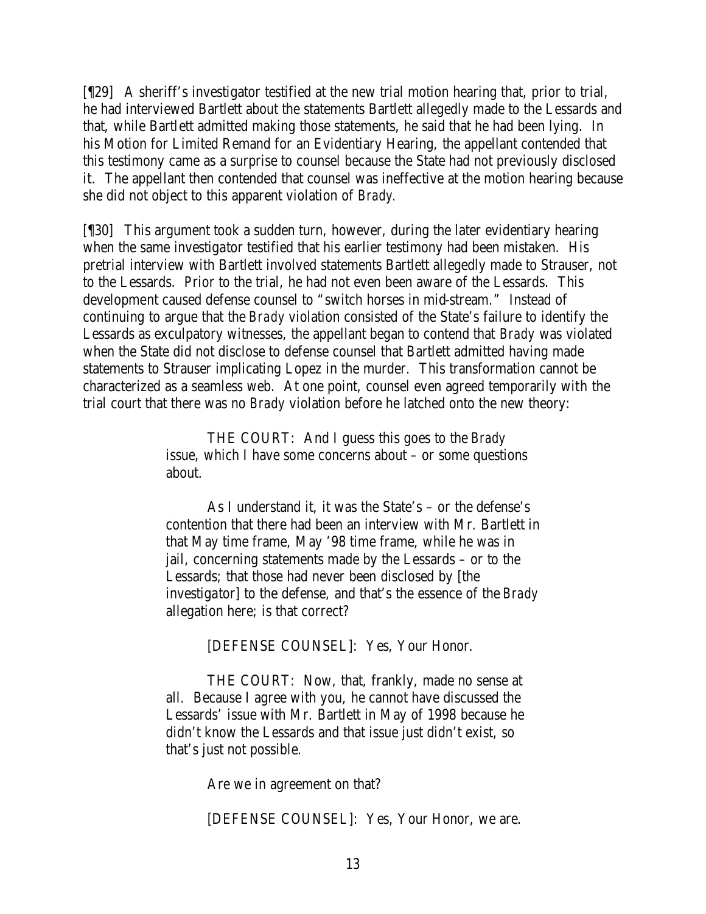[¶29] A sheriff's investigator testified at the new trial motion hearing that, prior to trial, he had interviewed Bartlett about the statements Bartlett allegedly made to the Lessards and that, while Bartlett admitted making those statements, he said that he had been lying. In his Motion for Limited Remand for an Evidentiary Hearing, the appellant contended that this testimony came as a surprise to counsel because the State had not previously disclosed it. The appellant then contended that counsel was ineffective at the motion hearing because she did not object to this apparent violation of *Brady*.

[¶30] This argument took a sudden turn, however, during the later evidentiary hearing when the same investigator testified that his earlier testimony had been mistaken. His pretrial interview with Bartlett involved statements Bartlett allegedly made to Strauser, not to the Lessards. Prior to the trial, he had not even been aware of the Lessards. This development caused defense counsel to "switch horses in mid-stream." Instead of continuing to argue that the *Brady* violation consisted of the State's failure to identify the Lessards as exculpatory witnesses, the appellant began to contend that *Brady* was violated when the State did not disclose to defense counsel that Bartlett admitted having made statements to Strauser implicating Lopez in the murder. This transformation cannot be characterized as a seamless web. At one point, counsel even agreed temporarily with the trial court that there was no *Brady* violation before he latched onto the new theory:

> THE COURT: And I guess this goes to the *Brady* issue, which I have some concerns about – or some questions about.
>
> As I understand it, it was the State's – or the defense's contention that there had been an interview with Mr. Bartlett in that May time frame, May '98 time frame, while he was in jail, concerning statements made by the Lessards – or to the Lessards; that those had never been disclosed by [the investigator] to the defense, and that's the essence of the *Brady* allegation here; is that correct?
>
> [DEFENSE COUNSEL]: Yes, Your Honor.
>
> THE COURT: Now, that, frankly, made no sense at all. Because I agree with you, he cannot have discussed the Lessards' issue with Mr. Bartlett in May of 1998 because he didn't know the Lessards and that issue just didn't exist, so that's just not possible.
>
> Are we in agreement on that?
>
> [DEFENSE COUNSEL]: Yes, Your Honor, we are.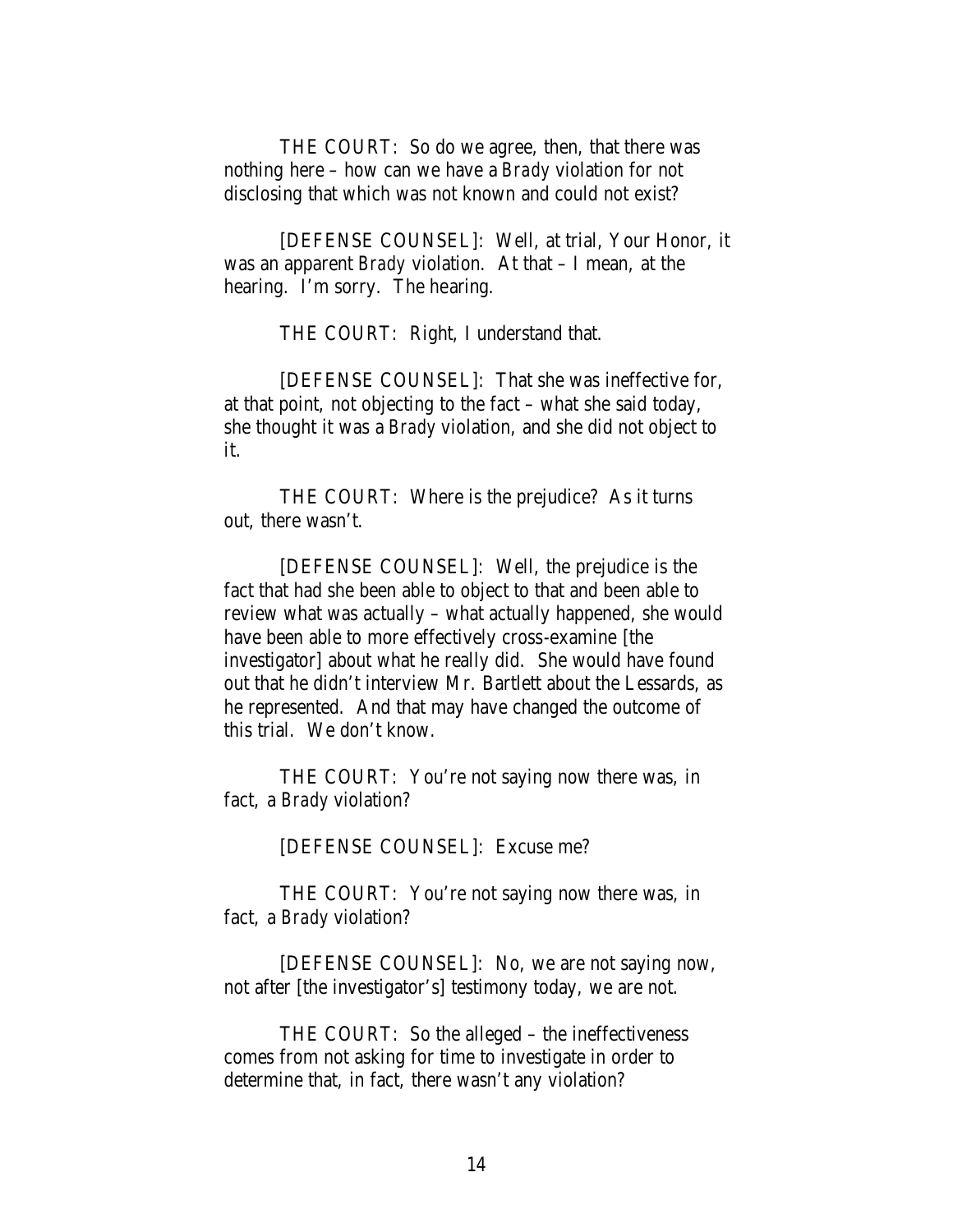THE COURT: So do we agree, then, that there was nothing here – how can we have a *Brady* violation for not disclosing that which was not known and could not exist?

[DEFENSE COUNSEL]: Well, at trial, Your Honor, it was an apparent *Brady* violation. At that – I mean, at the hearing. I'm sorry. The hearing.

THE COURT: Right, I understand that.

[DEFENSE COUNSEL]: That she was ineffective for, at that point, not objecting to the fact – what she said today, she thought it was a *Brady* violation, and she did not object to it.

THE COURT: Where is the prejudice? As it turns out, there wasn't.

[DEFENSE COUNSEL]: Well, the prejudice is the fact that had she been able to object to that and been able to review what was actually – what actually happened, she would have been able to more effectively cross-examine [the investigator] about what he really did. She would have found out that he didn't interview Mr. Bartlett about the Lessards, as he represented. And that may have changed the outcome of this trial. We don't know.

THE COURT: You're not saying now there was, in fact, a *Brady* violation?

[DEFENSE COUNSEL]: Excuse me?

THE COURT: You're not saying now there was, in fact, a *Brady* violation?

[DEFENSE COUNSEL]: No, we are not saying now, not after [the investigator's] testimony today, we are not.

THE COURT: So the alleged – the ineffectiveness comes from not asking for time to investigate in order to determine that, in fact, there wasn't any violation?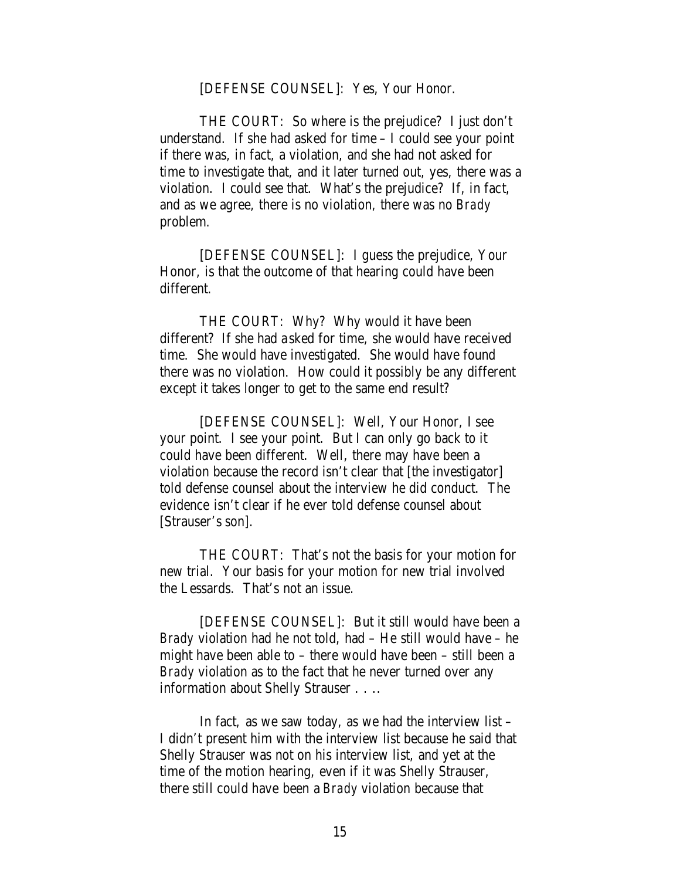[DEFENSE COUNSEL]: Yes, Your Honor.

THE COURT: So where is the prejudice? I just don't understand. If she had asked for time – I could see your point if there was, in fact, a violation, and she had not asked for time to investigate that, and it later turned out, yes, there was a violation. I could see that. What's the prejudice? If, in fact, and as we agree, there is no violation, there was no *Brady* problem.

[DEFENSE COUNSEL]: I guess the prejudice, Your Honor, is that the outcome of that hearing could have been different.

THE COURT: Why? Why would it have been different? If she had asked for time, she would have received time. She would have investigated. She would have found there was no violation. How could it possibly be any different except it takes longer to get to the same end result?

[DEFENSE COUNSEL]: Well, Your Honor, I see your point. I see your point. But I can only go back to it could have been different. Well, there may have been a violation because the record isn't clear that [the investigator] told defense counsel about the interview he did conduct. The evidence isn't clear if he ever told defense counsel about [Strauser's son].

THE COURT: That's not the basis for your motion for new trial. Your basis for your motion for new trial involved the Lessards. That's not an issue.

[DEFENSE COUNSEL]: But it still would have been a *Brady* violation had he not told, had – He still would have – he might have been able to – there would have been – still been a *Brady* violation as to the fact that he never turned over any information about Shelly Strauser . . ..

In fact, as we saw today, as we had the interview list – I didn't present him with the interview list because he said that Shelly Strauser was not on his interview list, and yet at the time of the motion hearing, even if it was Shelly Strauser, there still could have been a *Brady* violation because that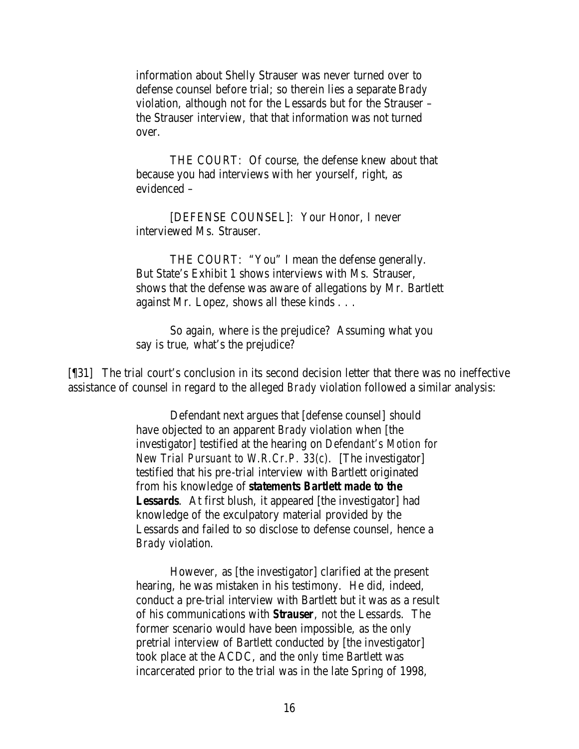information about Shelly Strauser was never turned over to defense counsel before trial; so therein lies a separate *Brady* violation, although not for the Lessards but for the Strauser – the Strauser interview, that that information was not turned over.

> THE COURT: Of course, the defense knew about that because you had interviews with her yourself, right, as evidenced –
>
> [DEFENSE COUNSEL]: Your Honor, I never interviewed Ms. Strauser.
>
> THE COURT: "You" I mean the defense generally. But State's Exhibit 1 shows interviews with Ms. Strauser, shows that the defense was aware of allegations by Mr. Bartlett against Mr. Lopez, shows all these kinds . . .
>
> So again, where is the prejudice? Assuming what you say is true, what's the prejudice?

[¶31] The trial court's conclusion in its second decision letter that there was no ineffective assistance of counsel in regard to the alleged *Brady* violation followed a similar analysis:

> Defendant next argues that [defense counsel] should have objected to an apparent *Brady* violation when [the investigator] testified at the hearing on *Defendant's Motion for New Trial Pursuant to W.R.Cr.P. 33(c)*. [The investigator] testified that his pre-trial interview with Bartlett originated from his knowledge of ***statements Bartlett made to the Lessards***. At first blush, it appeared [the investigator] had knowledge of the exculpatory material provided by the Lessards and failed to so disclose to defense counsel, hence a *Brady* violation.
>
> However, as [the investigator] clarified at the present hearing, he was mistaken in his testimony. He did, indeed, conduct a pre-trial interview with Bartlett but it was as a result of his communications with ***Strauser***, not the Lessards. The former scenario would have been impossible, as the only pretrial interview of Bartlett conducted by [the investigator] took place at the ACDC, and the only time Bartlett was incarcerated prior to the trial was in the late Spring of 1998,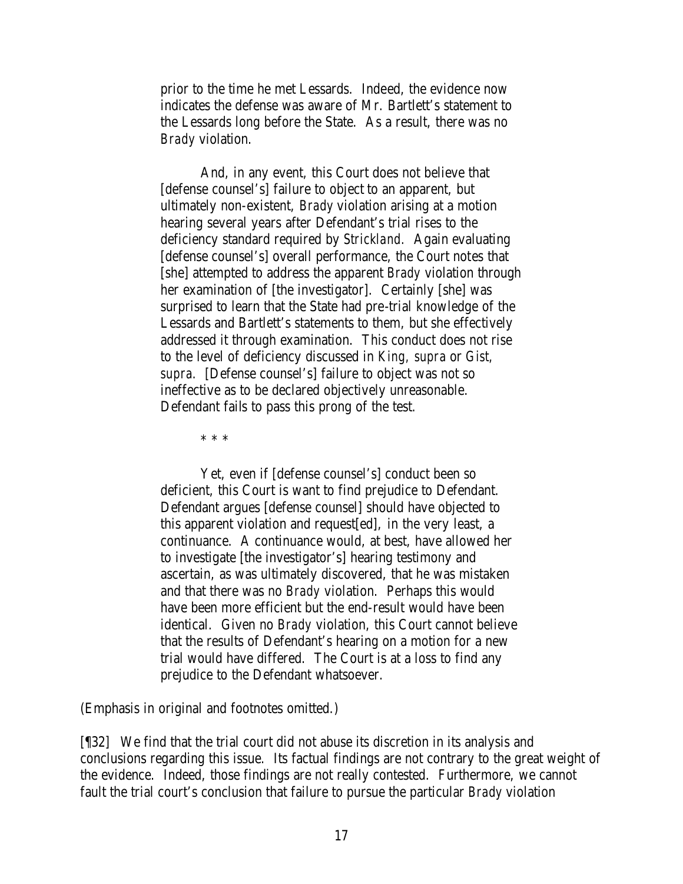> prior to the time he met Lessards. Indeed, the evidence now indicates the defense was aware of Mr. Bartlett's statement to the Lessards long before the State. As a result, there was no *Brady* violation.
>
> And, in any event, this Court does not believe that [defense counsel's] failure to object to an apparent, but ultimately non-existent, *Brady* violation arising at a motion hearing several years after Defendant's trial rises to the deficiency standard required by *Strickland*. Again evaluating [defense counsel's] overall performance, the Court notes that [she] attempted to address the apparent *Brady* violation through her examination of [the investigator]. Certainly [she] was surprised to learn that the State had pre-trial knowledge of the Lessards and Bartlett's statements to them, but she effectively addressed it through examination. This conduct does not rise to the level of deficiency discussed in *King, supra* or *Gist, supra*. [Defense counsel's] failure to object was not so ineffective as to be declared objectively unreasonable. Defendant fails to pass this prong of the test.
>
> \* \* \*
>
> Yet, even if [defense counsel's] conduct been so deficient, this Court is want to find prejudice to Defendant. Defendant argues [defense counsel] should have objected to this apparent violation and request[ed], in the very least, a continuance. A continuance would, at best, have allowed her to investigate [the investigator's] hearing testimony and ascertain, as was ultimately discovered, that he was mistaken and that there was no *Brady* violation. Perhaps this would have been more efficient but the end-result would have been identical. Given no *Brady* violation, this Court cannot believe that the results of Defendant's hearing on a motion for a new trial would have differed. The Court is at a loss to find any prejudice to the Defendant whatsoever.

(Emphasis in original and footnotes omitted.)

[¶32] We find that the trial court did not abuse its discretion in its analysis and conclusions regarding this issue. Its factual findings are not contrary to the great weight of the evidence. Indeed, those findings are not really contested. Furthermore, we cannot fault the trial court's conclusion that failure to pursue the particular *Brady* violation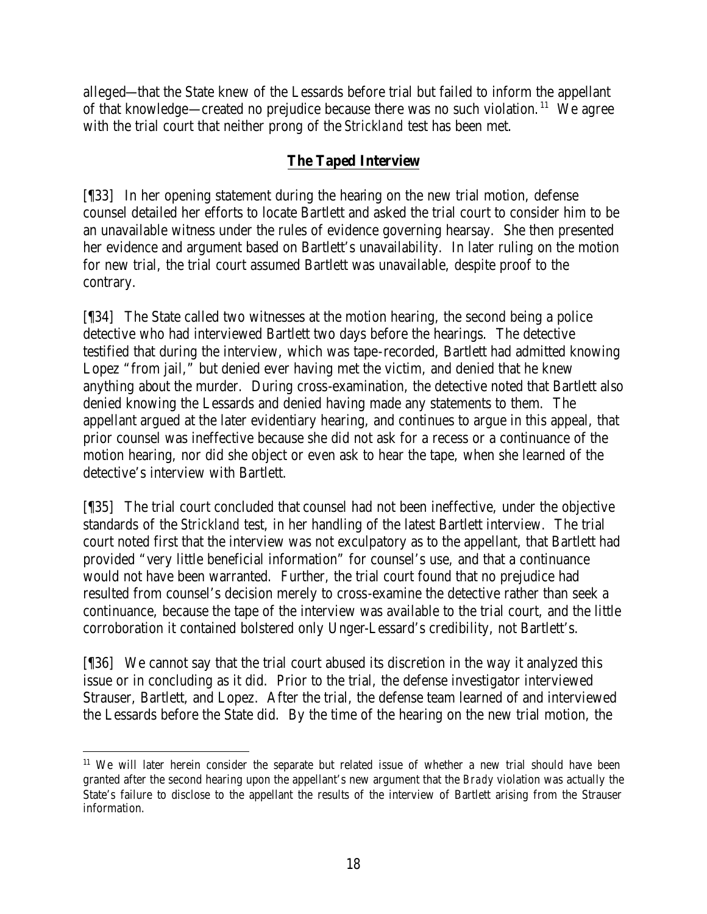alleged—that the State knew of the Lessards before trial but failed to inform the appellant of that knowledge—created no prejudice because there was no such violation.[11] We agree with the trial court that neither prong of the *Strickland* test has been met.

## **The Taped Interview**

[¶33] In her opening statement during the hearing on the new trial motion, defense counsel detailed her efforts to locate Bartlett and asked the trial court to consider him to be an unavailable witness under the rules of evidence governing hearsay. She then presented her evidence and argument based on Bartlett's unavailability. In later ruling on the motion for new trial, the trial court assumed Bartlett was unavailable, despite proof to the contrary.

[¶34] The State called two witnesses at the motion hearing, the second being a police detective who had interviewed Bartlett two days before the hearings. The detective testified that during the interview, which was tape-recorded, Bartlett had admitted knowing Lopez "from jail," but denied ever having met the victim, and denied that he knew anything about the murder. During cross-examination, the detective noted that Bartlett also denied knowing the Lessards and denied having made any statements to them. The appellant argued at the later evidentiary hearing, and continues to argue in this appeal, that prior counsel was ineffective because she did not ask for a recess or a continuance of the motion hearing, nor did she object or even ask to hear the tape, when she learned of the detective's interview with Bartlett.

[¶35] The trial court concluded that counsel had not been ineffective, under the objective standards of the *Strickland* test, in her handling of the latest Bartlett interview. The trial court noted first that the interview was not exculpatory as to the appellant, that Bartlett had provided "very little beneficial information" for counsel's use, and that a continuance would not have been warranted. Further, the trial court found that no prejudice had resulted from counsel's decision merely to cross-examine the detective rather than seek a continuance, because the tape of the interview was available to the trial court, and the little corroboration it contained bolstered only Unger-Lessard's credibility, not Bartlett's.

[¶36] We cannot say that the trial court abused its discretion in the way it analyzed this issue or in concluding as it did. Prior to the trial, the defense investigator interviewed Strauser, Bartlett, and Lopez. After the trial, the defense team learned of and interviewed the Lessards before the State did. By the time of the hearing on the new trial motion, the

---

[11] We will later herein consider the separate but related issue of whether a new trial should have been granted after the second hearing upon the appellant's new argument that the *Brady* violation was actually the State's failure to disclose to the appellant the results of the interview of Bartlett arising from the Strauser information.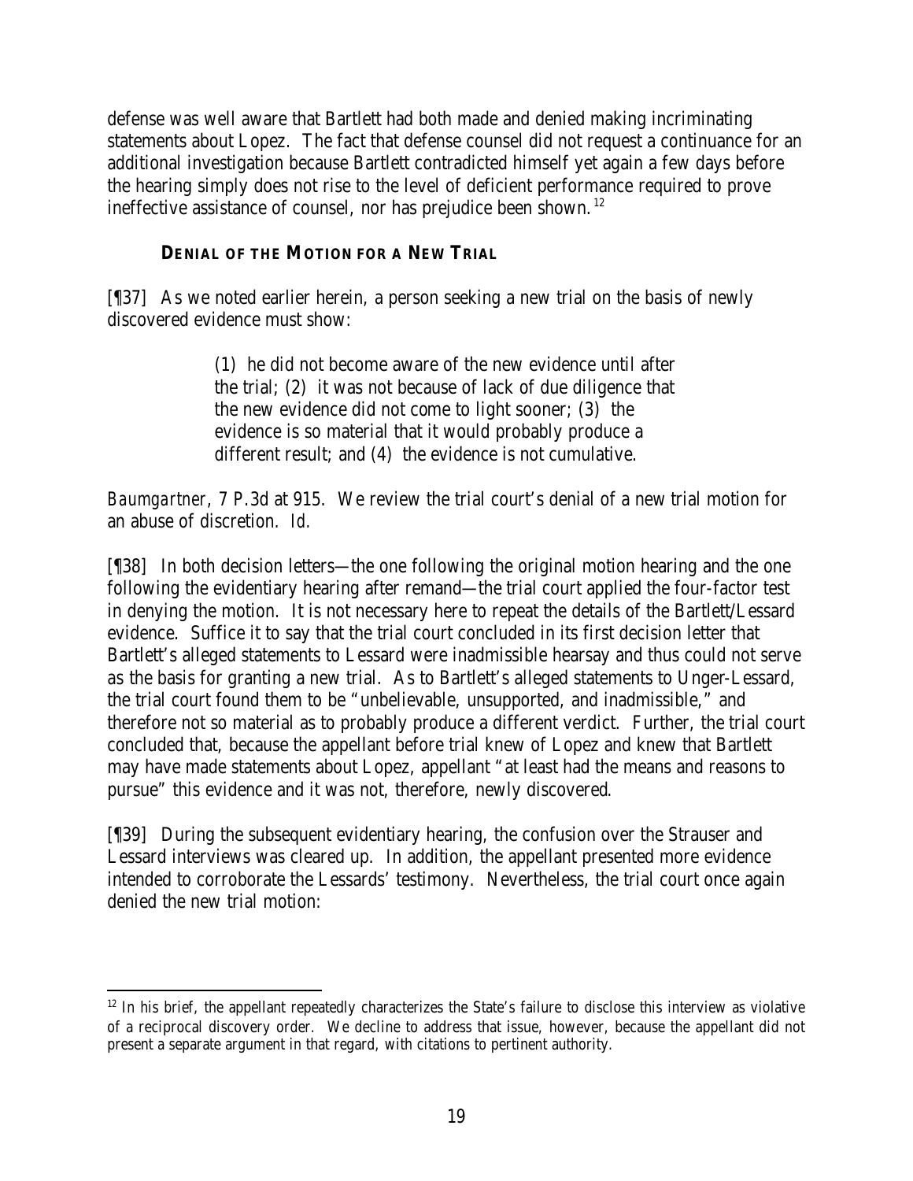defense was well aware that Bartlett had both made and denied making incriminating statements about Lopez. The fact that defense counsel did not request a continuance for an additional investigation because Bartlett contradicted himself yet again a few days before the hearing simply does not rise to the level of deficient performance required to prove ineffective assistance of counsel, nor has prejudice been shown.[12]

### DENIAL OF THE MOTION FOR A NEW TRIAL

[¶37] As we noted earlier herein, a person seeking a new trial on the basis of newly discovered evidence must show:

> (1) he did not become aware of the new evidence until after the trial; (2) it was not because of lack of due diligence that the new evidence did not come to light sooner; (3) the evidence is so material that it would probably produce a different result; and (4) the evidence is not cumulative.

*Baumgartner*, 7 P.3d at 915. We review the trial court's denial of a new trial motion for an abuse of discretion. *Id.*

[¶38] In both decision letters—the one following the original motion hearing and the one following the evidentiary hearing after remand—the trial court applied the four-factor test in denying the motion. It is not necessary here to repeat the details of the Bartlett/Lessard evidence. Suffice it to say that the trial court concluded in its first decision letter that Bartlett's alleged statements to Lessard were inadmissible hearsay and thus could not serve as the basis for granting a new trial. As to Bartlett's alleged statements to Unger-Lessard, the trial court found them to be "unbelievable, unsupported, and inadmissible," and therefore not so material as to probably produce a different verdict. Further, the trial court concluded that, because the appellant before trial knew of Lopez and knew that Bartlett may have made statements about Lopez, appellant "at least had the means and reasons to pursue" this evidence and it was not, therefore, newly discovered.

[¶39] During the subsequent evidentiary hearing, the confusion over the Strauser and Lessard interviews was cleared up. In addition, the appellant presented more evidence intended to corroborate the Lessards' testimony. Nevertheless, the trial court once again denied the new trial motion:

---

[12] In his brief, the appellant repeatedly characterizes the State's failure to disclose this interview as violative of a reciprocal discovery order. We decline to address that issue, however, because the appellant did not present a separate argument in that regard, with citations to pertinent authority.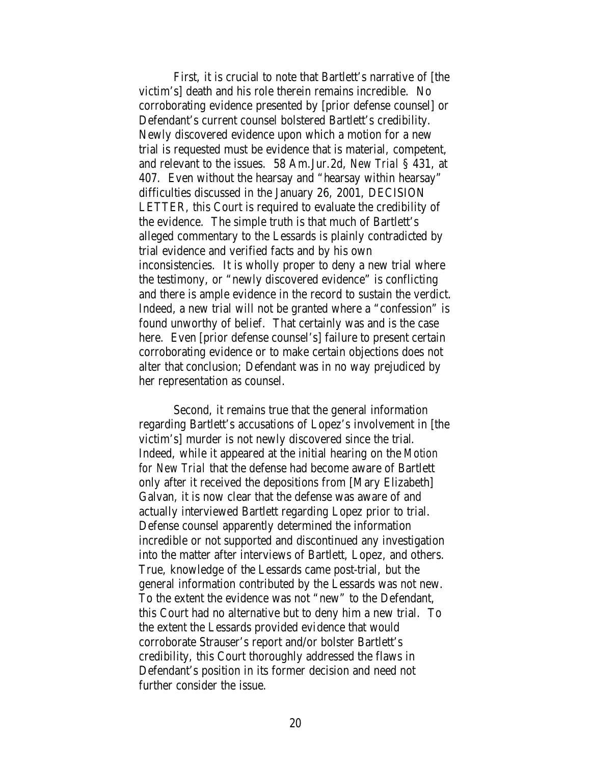First, it is crucial to note that Bartlett's narrative of [the victim's] death and his role therein remains incredible. No corroborating evidence presented by [prior defense counsel] or Defendant's current counsel bolstered Bartlett's credibility. Newly discovered evidence upon which a motion for a new trial is requested must be evidence that is material, competent, and relevant to the issues. 58 Am.Jur.2d, *New Trial* § 431, at 407. Even without the hearsay and "hearsay within hearsay" difficulties discussed in the January 26, 2001, DECISION LETTER, this Court is required to evaluate the credibility of the evidence. The simple truth is that much of Bartlett's alleged commentary to the Lessards is plainly contradicted by trial evidence and verified facts and by his own inconsistencies. It is wholly proper to deny a new trial where the testimony, or "newly discovered evidence" is conflicting and there is ample evidence in the record to sustain the verdict. Indeed, a new trial will not be granted where a "confession" is found unworthy of belief. That certainly was and is the case here. Even [prior defense counsel's] failure to present certain corroborating evidence or to make certain objections does not alter that conclusion; Defendant was in no way prejudiced by her representation as counsel.

Second, it remains true that the general information regarding Bartlett's accusations of Lopez's involvement in [the victim's] murder is not newly discovered since the trial. Indeed, while it appeared at the initial hearing on the *Motion for New Trial* that the defense had become aware of Bartlett only after it received the depositions from [Mary Elizabeth] Galvan, it is now clear that the defense was aware of and actually interviewed Bartlett regarding Lopez prior to trial. Defense counsel apparently determined the information incredible or not supported and discontinued any investigation into the matter after interviews of Bartlett, Lopez, and others. True, knowledge of the Lessards came post-trial, but the general information contributed by the Lessards was not new. To the extent the evidence was not "new" to the Defendant, this Court had no alternative but to deny him a new trial. To the extent the Lessards provided evidence that would corroborate Strauser's report and/or bolster Bartlett's credibility, this Court thoroughly addressed the flaws in Defendant's position in its former decision and need not further consider the issue.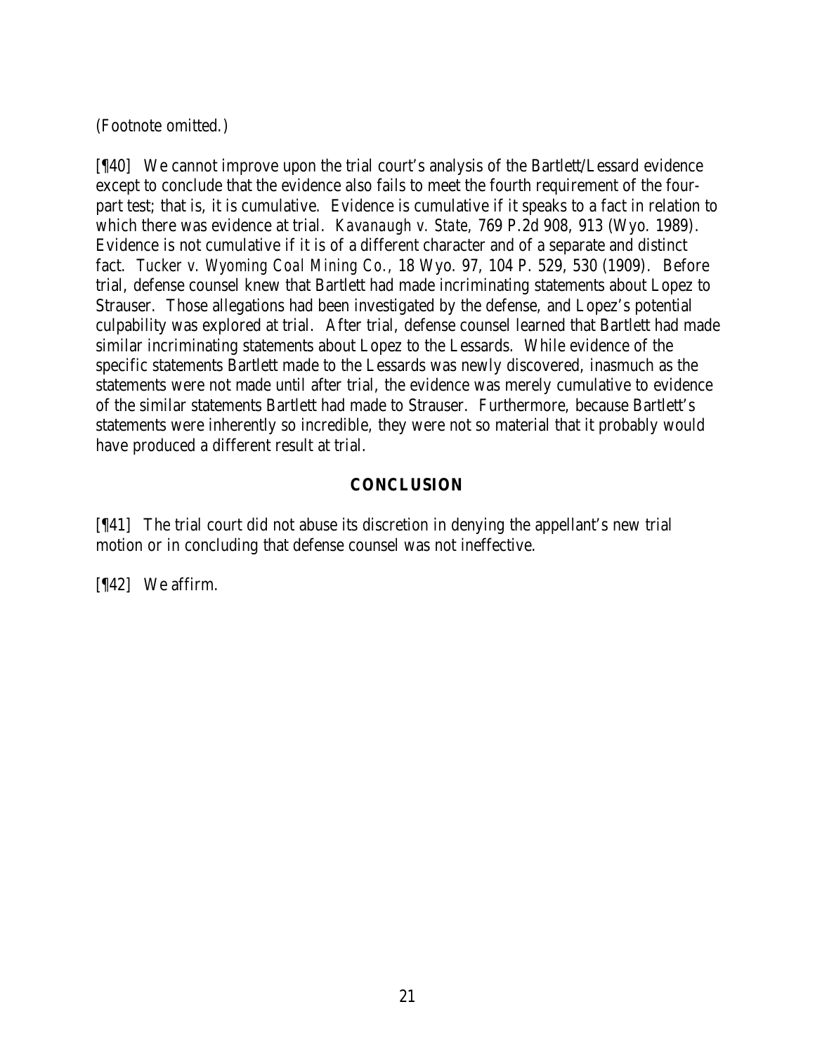(Footnote omitted.)

[¶40] We cannot improve upon the trial court's analysis of the Bartlett/Lessard evidence except to conclude that the evidence also fails to meet the fourth requirement of the four-part test; that is, it is cumulative. Evidence is cumulative if it speaks to a fact in relation to which there was evidence at trial. *Kavanaugh v. State,* 769 P.2d 908, 913 (Wyo. 1989). Evidence is not cumulative if it is of a different character and of a separate and distinct fact. *Tucker v. Wyoming Coal Mining Co.,* 18 Wyo. 97, 104 P. 529, 530 (1909). Before trial, defense counsel knew that Bartlett had made incriminating statements about Lopez to Strauser. Those allegations had been investigated by the defense, and Lopez's potential culpability was explored at trial. After trial, defense counsel learned that Bartlett had made similar incriminating statements about Lopez to the Lessards. While evidence of the specific statements Bartlett made to the Lessards was newly discovered, inasmuch as the statements were not made until after trial, the evidence was merely cumulative to evidence of the similar statements Bartlett had made to Strauser. Furthermore, because Bartlett's statements were inherently so incredible, they were not so material that it probably would have produced a different result at trial.

## CONCLUSION

[¶41] The trial court did not abuse its discretion in denying the appellant's new trial motion or in concluding that defense counsel was not ineffective.

[¶42] We affirm.